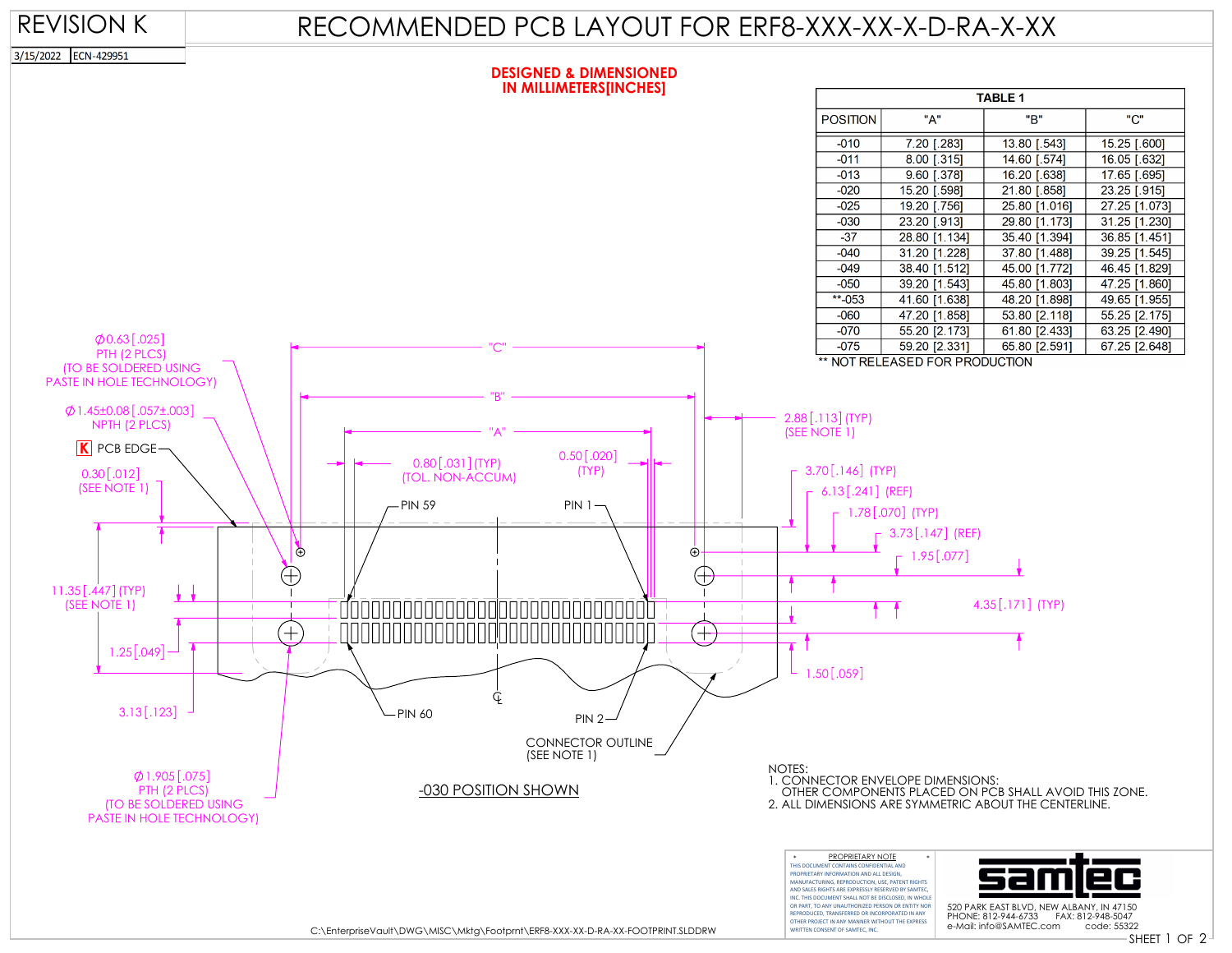# RECOMMENDED PCB LAYOUT FOR ERF8-XXX-XX-X-D-RA-X-XX

REVISION K

3/15/2022 | ECN-429951

**DESIGNED & DIMENSIONED IN MILLIMETERS[INCHES]**

**TABLE 1**

| POSITION | "A" | "B" | "C" |
|---|---|---|---|
| -010 | 7.20 [.283] | 13.80 [.543] | 15.25 [.600] |
| -011 | 8.00 [.315] | 14.60 [.574] | 16.05 [.632] |
| -013 | 9.60 [.378] | 16.20 [.638] | 17.65 [.695] |
| -020 | 15.20 [.598] | 21.80 [.858] | 23.25 [.915] |
| -025 | 19.20 [.756] | 25.80 [1.016] | 27.25 [1.073] |
| -030 | 23.20 [.913] | 29.80 [1.173] | 31.25 [1.230] |
| -37 | 28.80 [1.134] | 35.40 [1.394] | 36.85 [1.451] |
| -040 | 31.20 [1.228] | 37.80 [1.488] | 39.25 [1.545] |
| -049 | 38.40 [1.512] | 45.00 [1.772] | 46.45 [1.829] |
| -050 | 39.20 [1.543] | 45.80 [1.803] | 47.25 [1.860] |
| **-053 | 41.60 [1.638] | 48.20 [1.898] | 49.65 [1.955] |
| -060 | 47.20 [1.858] | 53.80 [2.118] | 55.25 [2.175] |
| -070 | 55.20 [2.173] | 61.80 [2.433] | 63.25 [2.490] |
| -075 | 59.20 [2.331] | 65.80 [2.591] | 67.25 [2.648] |

** NOT RELEASED FOR PRODUCTION

Ø0.63 [.025] PTH (2 PLCS) (TO BE SOLDERED USING PASTE IN HOLE TECHNOLOGY)

Ø1.45±0.08 [.057±.003] NPTH (2 PLCS)

K PCB EDGE

0.30 [.012] (SEE NOTE 1)

"C"

"B"

"A"

0.80 [.031] (TYP) (TOL. NON-ACCUM)

0.50 [.020] (TYP)

2.88 [.113] (TYP) (SEE NOTE 1)

3.70 [.146] (TYP)

6.13 [.241] (REF)

1.78 [.070] (TYP)

3.73 [.147] (REF)

1.95 [.077]

4.35 [.171] (TYP)

1.50 [.059]

PIN 59

PIN 1

PIN 60

PIN 2

11.35 [.447] (TYP) (SEE NOTE 1)

1.25 [.049]

3.13 [.123]

CONNECTOR OUTLINE (SEE NOTE 1)

Ø1.905 [.075] PTH (2 PLCS) (TO BE SOLDERED USING PASTE IN HOLE TECHNOLOGY)

-030 POSITION SHOWN

NOTES:
1. CONNECTOR ENVELOPE DIMENSIONS: OTHER COMPONENTS PLACED ON PCB SHALL AVOID THIS ZONE.
2. ALL DIMENSIONS ARE SYMMETRIC ABOUT THE CENTERLINE.

PROPRIETARY NOTE

THIS DOCUMENT CONTAINS CONFIDENTIAL AND PROPRIETARY INFORMATION AND ALL DESIGN, MANUFACTURING, REPRODUCTION, USE, PATENT RIGHTS AND SALES RIGHTS ARE EXPRESSLY RESERVED BY SAMTEC, INC. THIS DOCUMENT SHALL NOT BE DISCLOSED, IN WHOLE OR PART, TO ANY UNAUTHORIZED PERSON OR ENTITY NOR REPRODUCED, TRANSFERRED OR INCORPORATED IN ANY OTHER PROJECT IN ANY MANNER WITHOUT THE EXPRESS WRITTEN CONSENT OF SAMTEC, INC.

samtec

520 PARK EAST BLVD, NEW ALBANY, IN 47150
PHONE: 812-944-6733 FAX: 812-948-5047
e-Mail: info@SAMTEC.com code: 55322

C:\EnterpriseVault\DWG\MISC\Mktg\Footprnt\ERF8-XXX-XX-D-RA-XX-FOOTPRINT.SLDDRW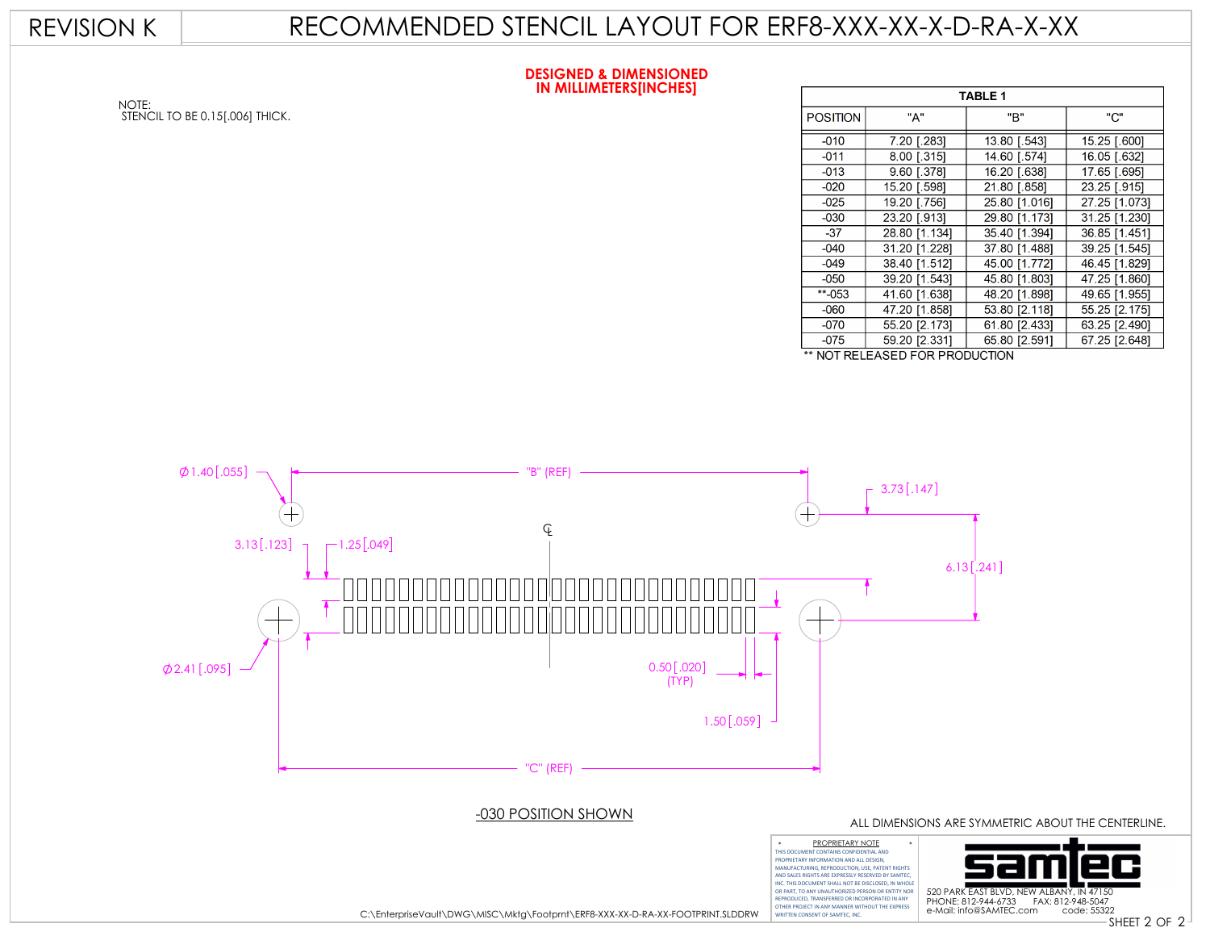# RECOMMENDED STENCIL LAYOUT FOR ERF8-XXX-XX-X-D-RA-X-XX

REVISION K

**DESIGNED & DIMENSIONED IN MILLIMETERS[INCHES]**

NOTE:
STENCIL TO BE 0.15[.006] THICK.

**TABLE 1**

| POSITION | "A" | "B" | "C" |
|---|---|---|---|
| -010 | 7.20 [.283] | 13.80 [.543] | 15.25 [.600] |
| -011 | 8.00 [.315] | 14.60 [.574] | 16.05 [.632] |
| -013 | 9.60 [.378] | 16.20 [.638] | 17.65 [.695] |
| -020 | 15.20 [.598] | 21.80 [.858] | 23.25 [.915] |
| -025 | 19.20 [.756] | 25.80 [1.016] | 27.25 [1.073] |
| -030 | 23.20 [.913] | 29.80 [1.173] | 31.25 [1.230] |
| -37 | 28.80 [1.134] | 35.40 [1.394] | 36.85 [1.451] |
| -040 | 31.20 [1.228] | 37.80 [1.488] | 39.25 [1.545] |
| -049 | 38.40 [1.512] | 45.00 [1.772] | 46.45 [1.829] |
| -050 | 39.20 [1.543] | 45.80 [1.803] | 47.25 [1.860] |
| **-053 | 41.60 [1.638] | 48.20 [1.898] | 49.65 [1.955] |
| -060 | 47.20 [1.858] | 53.80 [2.118] | 55.25 [2.175] |
| -070 | 55.20 [2.173] | 61.80 [2.433] | 63.25 [2.490] |
| -075 | 59.20 [2.331] | 65.80 [2.591] | 67.25 [2.648] |

** NOT RELEASED FOR PRODUCTION

Ø1.40[.055]
"B" (REF)
3.73[.147]
℄
3.13[.123]
1.25[.049]
6.13[.241]
Ø2.41[.095]
0.50[.020] (TYP)
1.50[.059]
"C" (REF)

-030 POSITION SHOWN

ALL DIMENSIONS ARE SYMMETRIC ABOUT THE CENTERLINE.

PROPRIETARY NOTE
THIS DOCUMENT CONTAINS CONFIDENTIAL AND PROPRIETARY INFORMATION AND ALL DESIGN, MANUFACTURING, REPRODUCTION, USE, PATENT RIGHTS AND SALES RIGHTS ARE EXPRESSLY RESERVED BY SAMTEC, INC. THIS DOCUMENT SHALL NOT BE DISCLOSED, IN WHOLE OR PART, TO ANY UNAUTHORIZED PERSON OR ENTITY NOR REPRODUCED, TRANSFERRED OR INCORPORATED IN ANY OTHER PROJECT IN ANY MANNER WITHOUT THE EXPRESS WRITTEN CONSENT OF SAMTEC, INC.

samtec
520 PARK EAST BLVD, NEW ALBANY, IN 47150
PHONE: 812-944-6733 FAX: 812-948-5047
e-Mail: info@SAMTEC.com code: 55322

C:\EnterpriseVault\DWG\MISC\Mktg\Footprnt\ERF8-XXX-XX-D-RA-XX-FOOTPRINT.SLDDRW